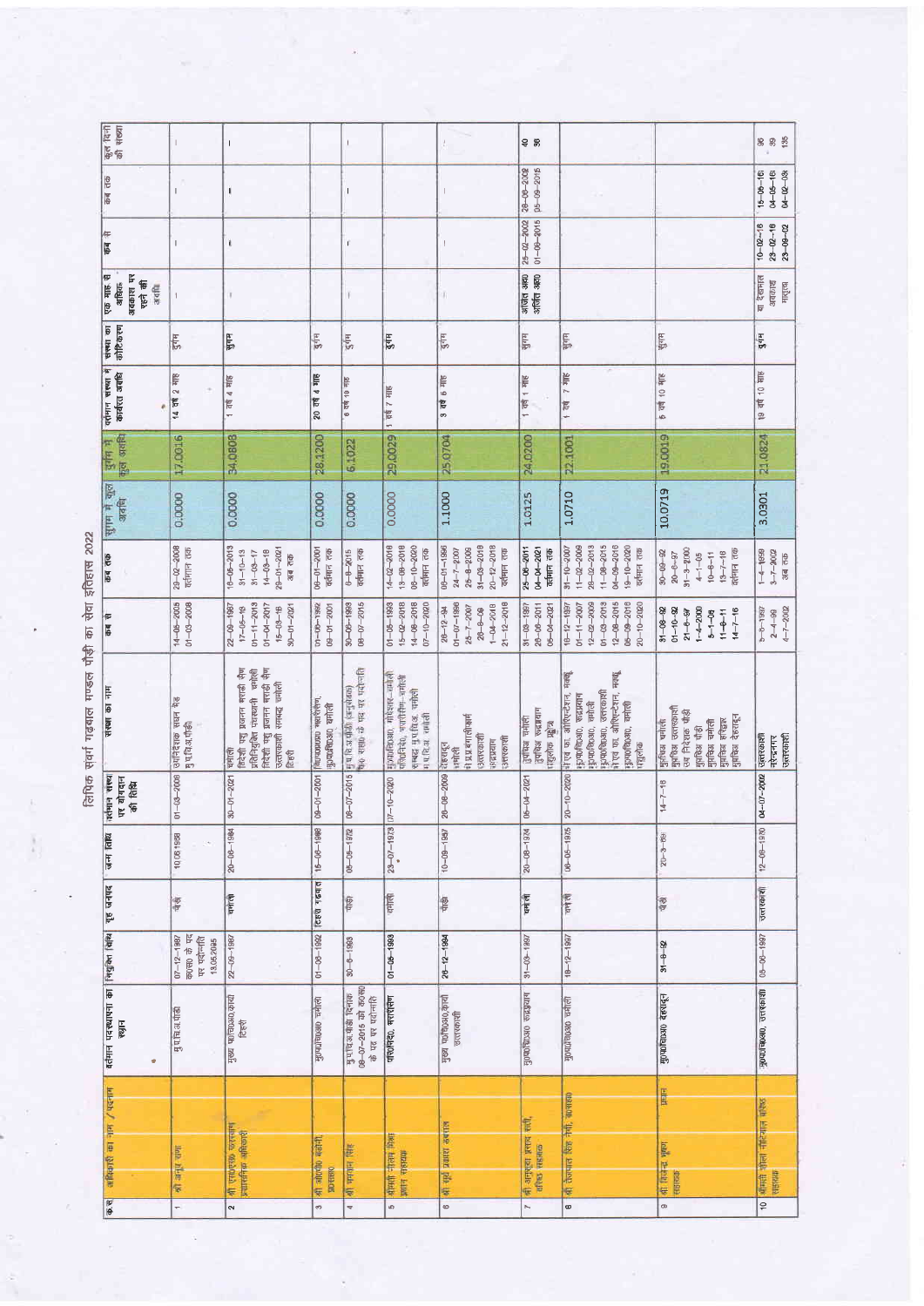# लिपिक संवर्ग गढ़वाल मण्डल पौढ़ी का सेवा इतिहास 2022

| क्र.स. | अधिकारी का नाम / पदनाम | वर्तमान पदस्थापना का स्थान | नियुक्ति तिथि | गृह जनपद | जन्म तिथि | वर्तमान संस्था पर योगदान की तिथि | संस्था का नाम | कब से | कब तक | सुगम में कुल अवधि | दुर्गम में कुल अवधि | वर्तमान संस्था में कार्यरत अवधि | संस्था का कोटिकरण | एक माह से अधिक अवकाश पर रहने की अवधि | कब से | कब तक | कुल दिनों की संख्या |
|---|---|---|---|---|---|---|---|---|---|---|---|---|---|---|---|---|---|
| 1 | श्री अनूप राणा | मु.प.चि.अ.पौढ़ी | 07-12-1987 का0स0 के पद पर पदोन्नति 13.05.2005 | पौढ़ी | 10.06.1968 | 01-03-2008 | उपनिदेशक सदन पैढ़ मु.प.चि.अ.पौढ़ी | 14-05-2005 01-03-2008 | 29-02-2008 वर्तमान तक | 0.0000 | 17.0016 | 14 वर्ष 2 माह | दुर्गम | — | — | — | — |
| 2 | श्री एस0एस0 पंवार प्रशासनिक अधिकारी | मुख्य पशु0चि0अ0,टिहरी | 22-09-1987 | चमोली | 20-06-1964 | 30-01-2021 | चमोली, डिप्टी पशु प्रजनन क्षेत्र, प्रतिनियुक्ति पशुपालन चमोली, डिप्टी पशु प्रजनन क्षेत्र, उत्तरकाशी सम्बद्ध चमोली, टिहरी | 22-09-1987 17-05-18 01-11-2013 01-04-2017 15-03-18 30-01-2021 | 16-05-2013 31-10-13 31-03-17 14-03-18 29-01-2021 अब तक | 0.0000 | 34.0808 | 1 वर्ष 4 माह | सुगम | — | — | — | — |
| 3 | श्री ओ0पी0 बडोनी, प्रशासक | मु0प0चि0अ0 चमोली | 01-08-1992 | टिहरी गढ़वाल | 15-06-1966 | 09-01-2001 | विशेषाधिकार कार्यालय, मु0प0चि0अ0, चमोली | 01-08-1992 09-01-2001 | 08-01-2001 वर्तमान तक | 0.0000 | 28.1200 | 20 वर्ष 4 माह | दुर्गम | — | — | — | — |
| 4 | श्री भगवान सिंह | मु.प.चि.अ.पौढ़ी दिनांक 09-07-2015 को का0स0 के पद पर पदोन्नति | 30-6-1993 | पौढ़ी | 05-05-1972 | 08-07-2015 | मु.प.चि.अ.पौढ़ी (अनुसेवक) रि0 शाखा के पद पर पदोन्नति | 30-06-1993 08-07-2015 | 6-8-2015 वर्तमान तक | 0.0000 | 6.1022 | 6 वर्ष 10 माह | दुर्गम | — | — | — | — |
| 5 | श्रीमती जैलम सिंह प्रधान सहायक | पशु0चि0, चमोली | 01-05-1993 | चमोली | 23-07-1973 | 07-10-2020 | मु0प0चि0अ0, गोपेश्वर, चमोली पशुचिकित्सालय, चमोली, सम्बद्ध मु.प.चि.अ. चमोली, म.प.चि.अ. चमोली | 01-05-1993 15-02-2018 14-08-2018 07-10-2020 | 14-02-2018 13-08-2018 06-10-2020 वर्तमान तक | 0.0000 | 29.0029 | 1 वर्ष 7 माह | दुर्गम | — | — | — | — |
| 6 | श्री सूर्य प्रकाश सकलानी | मुख्य पशु0चि0अ0,कार्या उत्तरकाशी | 26-12-1994 | पौढ़ी | 10-09-1967 | 20-08-2009 | देहरादून, चमोली, प0प्र0मा0अधिकारी उत्तरकाशी, स्थानान्तरण उत्तरकाशी | 26-12-94 01-07-1996 25-7-2007 20-8-09 1-04-2018 21-12-2018 | 30-01-1996 24-7-2007 26-8-2009 31-03-2018 20-12-2018 वर्तमान तक | 1.1000 | 25.0704 | 3 वर्ष 6 माह | दुर्गम | — | — | — | — |
| 7 | श्री अनुसूया प्रसाद सती, वरिष्ठ सहायक | मु0प0चि0अ0 रुद्रप्रयाग | 31-03-1997 | चमोली | 20-08-1974 | 05-04-2021 | मु0पशु0 चमोली, मु0पशु0 रुद्रप्रयाग, नियुक्ति मु0पशु0 | 31-03-1997 26-05-2011 05-04-2021 | 25-05-2011 04-04-2021 वर्तमान तक | 1.0125 | 24.0200 | 1 वर्ष 1 माह | सुगम | अर्जित अवकाश अर्जित अवकाश | 25-02-2002 01-08-2015 | 28-03-2002 05-09-2015 | 40 36 |
| 8 | श्री तेजपाल सिंह नेगी, कन्सल्टेंट | मु0प0चि0अ0 चमोली | 18-12-1997 | चमोली | 06-05-1975 | 20-10-2020 | मा0ए0का0 ऑफिस्टेशन, मसूरी, मु0पशु0अ0, रुद्रप्रयाग, मु0पशु0अ0, चमोली, मु0पशु0अ0, उत्तरकाशी, मा0ए0का0 ऑफिस्टेशन, मसूरी, मु0पशु0अ0, चमोली, पशुलोक | 18-12-1997 01-11-2007 12-02-2009 01-03-2013 12-08-2015 05-09-2018 20-10-2020 | 31-10-2007 11-02-2009 28-02-2013 11-08-2015 04-09-2018 19-10-2020 वर्तमान तक | 1.0710 | 22.1001 | 1 वर्ष 7 माह | सुगम | | | | |
| 9 | श्री विजेन्द्र भूषण सहायक / प्रधान | मु0प0चि0अ0 देहरादून | 31-8-92 | पौढ़ी | 20-3-69 | 14-7-18 | मु0चि0 चमोली, मु0चि0 उत्तरकाशी, उप निदेशक पौढ़ी, मु0चि0 पौढ़ी, मु0चि0 चमोली, मु0चि0 हरिद्वार, मु0चि0 देहरादून | 31-08-92 01-10-92 21-8-97 1-4-2000 5-1-04 11-8-11 14-7-18 | 30-09-92 20-8-97 31-3-2000 4-1-05 10-8-11 13-7-18 वर्तमान तक | 10.0719 | 19.0019 | 5 वर्ष 10 माह | सुगम | | | | |
| 10 | श्रीमती सौंपा नौटियाल वरिष्ठ सहायक | मु0प0चि0अ0, उत्तरकाशी | 05-06-1997 | उत्तरकाशी | 12-08-1970 | 04-07-2002 | उत्तरकाशी, नरेन्द्रनगर, उत्तरकाशी | 5-6-1997 2-4-99 4-7-2002 | 1-4-1999 3-7-2002 अब तक | 3.0301 | 21.0824 | 19 वर्ष 10 माह | दुर्गम | चा देखभाल अवकाश मातृत्व | 10-02-16 23-02-16 23-09-02 | 15-06-16 04-05-16 04-02-03 | 96 39 135 |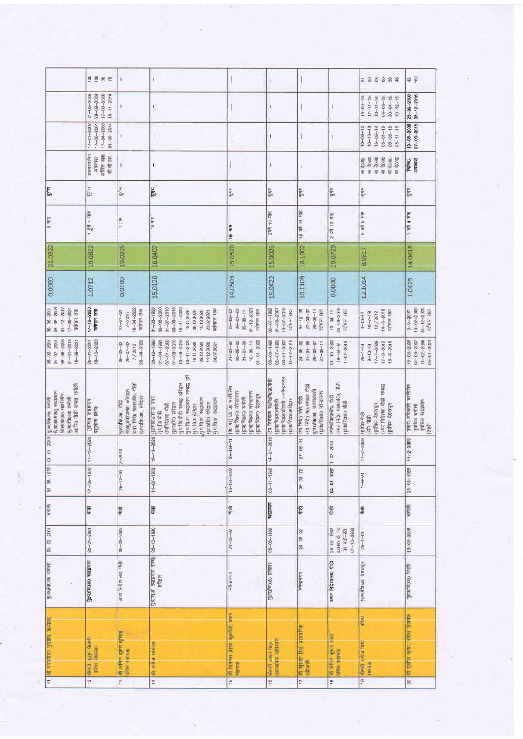| | | | | | | | | | | | | | | | | | |
|---|---|---|---|---|---|---|---|---|---|---|---|---|---|---|---|---|---|
| 11 | श्री गढ़वालीन पुण्डीर, सहायक | मु0पशुचि0अ0 चमोली | 06-02-2001 | चमोली | 03-06-1976 | 01-01-2013 | मु0पशुचि0अ0 चमोली, पे0प्रयागपशु0 रुद्रप्रयाग, विकासखण्ड कर्णप्रयाग, मु0पशुचि0अ0 चमोली, अपर नि0 पौड़ी सम्बद्ध चमोली | 06-02-2001, 01-07-2001, 06-08-2003, 01-01-2013, 16-09-2021 | 30-06-2001, 05-08-2003, 31-12-2012, 17-09-2021, वर्तमान तक | 0.0000 | 21.0322 | 8 माह | सुगम | | | | |
| 12 | श्रीमती कुसुम नेगी, वरिष्ठ सहायक | मु0प0चि0अ0 रुद्रप्रयाग | 25-01-2001 | पौड़ी | 01-05-1978 | 17-10-2020 | उपनिदेशक रुद्रप्रयाग, पशुलोक ऋषिकेश | 25-01-2001, 18-10-2020 | 17-10-2020, वर्तमान तक | 1.0712 | 19.0822 | 1 वर्ष 7 माह | सुगम | प्रसवकालीन अवकाश, अर्जित अवकाश, सी.सी.एल. | 17-01-2002, 17-06-2004, 17-04-2006, 01-09-2014 | 31-05-2002, 28-09-2004, 17-06-2006, 18-11-2014 | 135, 135, 60, 78 |
| 13 | श्री अनिल कुमार डुलिया, वरिष्ठ सहायक | अपर निदेशालय, पौड़ी | 06-03-2002 | पौड़ी | 29-12-80 | 7-2010 | मु0पशुचि0अ0 पौड़ी, पशुपालन विभाग कोटद्वार, अपर निदेशक पशुपालन पौड़ी, मु0पशुचि0अ0 हरिद्वार | 06-03-02, 28-07-02, 7/2010, 20-04-2022 | 27-07-02, 7-2010, 18-04-2022, वर्तमान तक | 0.0100 | 19.0225 | 1 माह | दुर्गम | — | — | — | — |
| 14 | श्री मनोज कमोला | मु0प0चि0अ0 रुद्रप्रयाग सम्बद्ध हरिद्वार | 03-12-1990 | पौड़ी | 14-07-1972 | 16-11-2020 | उपनिदेशक नरेन्द्र नगर, मु0प0चि0 पौड़ी, उपनिदेशक पौड़ी, मु0प0चि0अ0 हरिद्वार, मु0प0चि0 पौड़ी सम्बद्ध हरिद्वार, मु0प0चि0अ0 रुद्रप्रयाग सम्बद्ध हरि, मु0प0चि0अ0 हरिद्वार, मु0प0चि0अ0 रुद्रप्रयाग, मु0प0चि0 हरिद्वार, मु0प0चि0अ0 रुद्रप्रयाग | 03-12-1990, 01-04-1995, 07-01-2000, 01-08-2010, 10-08-2016, 16-11-2020, 19.11.2020, 09.12.2020, 11.12.2020, 24.07.2021 | 31-03-1995, 30-06-2000, 31-07-2010, 09-08-2016, 15-11-2020, 18.11.2020, 08.12.2020, 10.12.2020, 23.07.2021, वर्तमान तक | 15.0120 | 16.0407 | 10 माह | सुगम | — | — | — | — |
| 15 | श्री दिनेश प्रसाद कुकरेती, प्रधान सहायक | नरेन्द्रनगर | 21-04-92 | पौड़ी | 15-08-1982 | 29-08-11 | वि0 पशु प्र0 प्र0 परशुरिया, मु0प0चि0अ0 नरेन्द्रनगर, मु0प0चि0अ0 चमोली, मु0प0चि0अ0 नरेन्द्रनगर, मु0प0चि0अ0 देहरादून | 21-04-92, 06-05-02, 31-07-08, 10-09-11, 01-01-2022 | 05-05-02, 28-07-08, 09-09-11, 31-12-2021, वर्तमान तक | 14.0503 | 15.0520 | 06 माह | सुगम | — | — | — | — |
| 16 | श्रीमती आशा भट्ट, प्रशासनिक अधिकारी | मु0प0चि0अ0 हरिद्वार | 05-05-1992 | रुद्रप्रयाग | 06-11-1972 | 14-07-2016 | उप निदेशक कार्यालय पौड़ी, मु0प0चि0अ0 चमोली, मु0प0चि0अ0 टिहरी - नरेन्द्रनगर, मु0प0चि0अ0 हरिद्वार | 05-05-1992, 02-07-1992, 08-01-2007, 14-07-2016 | 01-07-1992, 31-05-2007, 13-07-2016, वर्तमान तक | 15.0422 | 15.0026 | 2वर्ष 10 माह | सुगम | — | — | — | — |
| 17 | श्री युगपाल सिंह, प्रशासनिक अधिकारी | नरेन्द्रनगर | 24-08-92 | पौड़ी | 05-03-72 | 27-06-11 | उप निदेशक पौड़ी, उप निदे0 पशु0 पौड़ी, मु0प0चि0अ0 उत्तरकाशी, मु0प0चि0अ0 नरेन्द्रनगर | 24-08-92, 01-01-96, 28-02-97, 27-06-11 | 31-12-95, 27-02-97, 26-06-11, वर्तमान तक | 10.1109 | 18.1002 | 10 वर्ष 11 माह | सुगम | — | — | — | — |
| 18 | श्री अनिल कुमार रावत, वरिष्ठ सहायक | अपर निदेशालय, पौड़ी | 28-02-1997 क0स0 के पद पर पदोन्नति 01-10-2002 | पौड़ी | 04-07-1977 | 1-07-2019 | उपनिदेशालय पौड़ी, अपर नि0 पशुपालन पौड़ी, मु0प0चि0अ0 पौड़ी | 01-10-2002, 19-04-11, 1-07-2019 | 18-04-11, 30-06-2019, वर्तमान तक | 0.0000 | 19.0729 | 2 वर्ष 10 माह | दुर्गम | — | — | — | — |
| 19 | श्रीमती सरोज बिष्ट, वरिष्ठ सहायक | मु0प0चि0अ0 देहरादून | 29-1-01 | पौड़ी | 1-8-74 | 17-7-2009 | मु0प0चि0 पौड़ी, अपर पौड़ी, मु0प0चि0 देहरादून, अपर निदेशक पौड़ी सम्बद्ध, मु0प0चि0 देहरादून | 29-1-01, 8-10-01, 17-7-2009, 17-9-2012, 15-8-2016 | 8-10-01, 16-7-09, 12/2012, 14-8-2016, वर्तमान तक | 12.1014 | 8.0517 | 5 वर्ष 9 माह | सुगम | बा0दे0अ0, बा0दे0अ0, बा0दे0अ0, बा0दे0अ0, बा0दे0अ0, बा0दे0अ0 | 16-08-13, 10-10-13, 15-09-14, 05-01-15, 06-03-15, 05-11-15 | 15-09-13, 17-11-13, 16-11-14, 05-03-15, 30-04-15, 30-12-15 | 31, 39, 63, 60, 56, 46 |
| 20 | श्री सुनील कुमार, वरिष्ठ सहायक | मु0प0चि0अ0 टिहरी | 13-06-2006 | चमोली | 25-05-1985 | 11-2-2009 | जिला अधिकारी कार्यालय, मु0प0चि0 चमोली, मु0प0चि0 रुद्रप्रयाग, टिहरी | 13-06-2006, 04-09-2007, 05-01-2021 | 3-9-2007, 10-02-2009, 11-02-2009, 31-12-2020, वर्तमान तक | 1.0425 | 14.0618 | 1 वर्ष 4 माह | सुगम | चिकित्सा अवकाश | 13-08-2008, 27-06-2015 | 23-09-2008, 03-12-2015 | 42, 160 |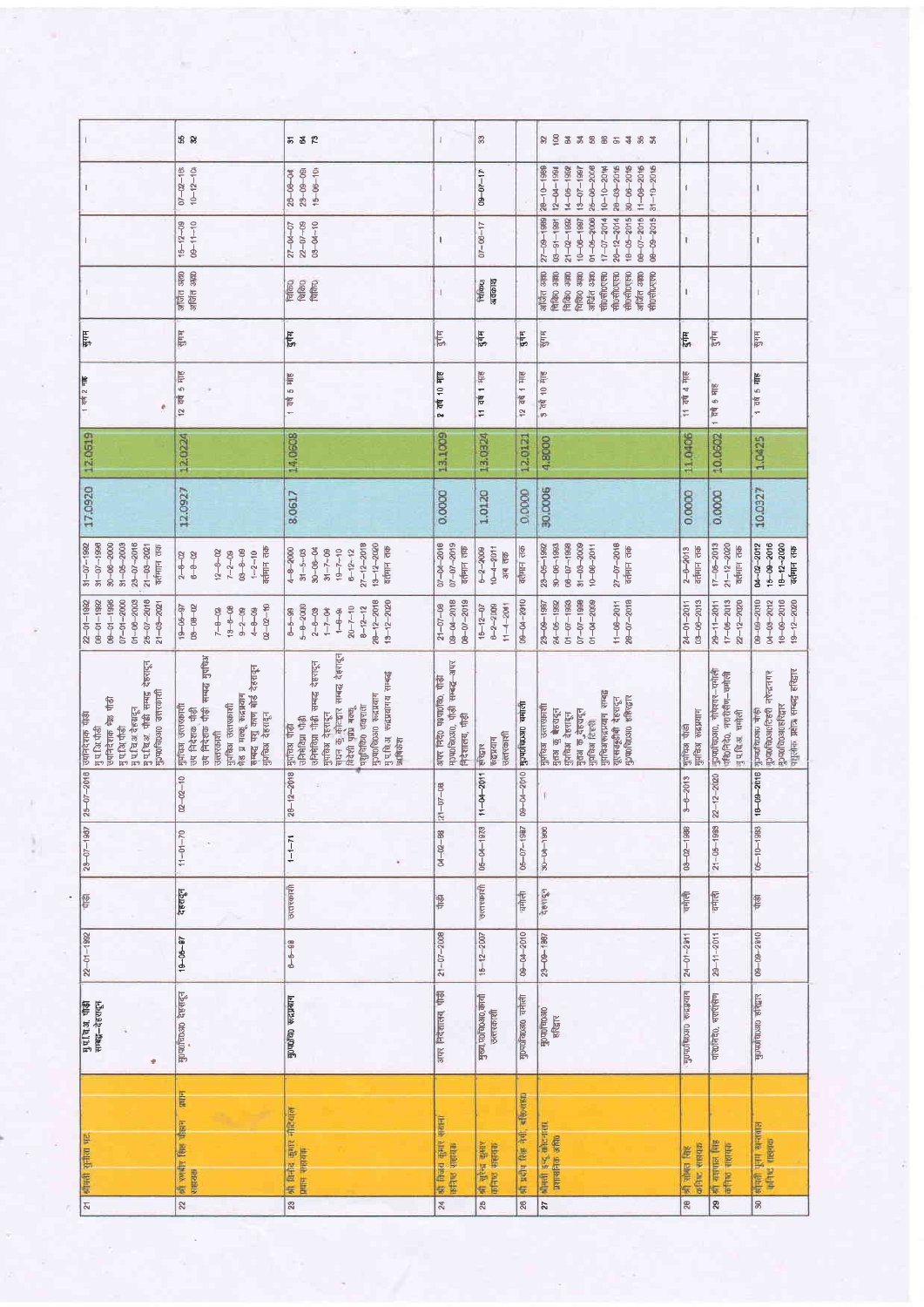| | | | | | | | | | | | | | | | | | |
|---|---|---|---|---|---|---|---|---|---|---|---|---|---|---|---|---|---|
| 21 | श्रीमती सुनीता भट्ट प्रधान सहायक | मु0प0चि0अ0 पौड़ी सम्बद्ध-देहरादून | 22-01-1992 | पौड़ी | 29-07-1967 | 25-07-2018 | उपनिदेशक पौड़ी<br>मु0चि0अ0 पौड़ी<br>उपनिदेशक क्षेत्र पौड़ी<br>मु0पशुचि0अ0 पौड़ी<br>मु0प0चि0अ0 देहरादून<br>मु0प0चि0अ0 पौड़ी सम्बद्ध देहरादून<br>मु0प0चि0अ0 उत्तरकाशी | 22-01-1992<br>08-01-1992<br>08-01-1996<br>01-08-2000<br>01-06-2003<br>26-07-2018<br>21-03-2021 | 31-07-1992<br>31-07-1996<br>30-06-2000<br>31-05-2003<br>23-07-2018<br>21-03-2021<br>वर्तमान तक | 17.0920 | 12.0619 | 1 वर्ष 2 माह | सुगम | — | — | — | — |
| 22 | श्री रणवीर सिंह चौहान प्रधान सहायक | मु0प0चि0अ0 देहरादून | 19-06-87 | देहरादून | 11-01-70 | 02-02-10 | मु0पशु0 उत्तरकाशी<br>उप निदेशक पौड़ी सम्बद्ध मु0प0चि0 उत्तरकाशी<br>मु0प0चि0 उत्तरकाशी<br>शै0प्र0 मध्य, कद्दूवाला<br>सम्बद्ध पशु कल्याण बोर्ड देहरादून<br>मु0प0चि0 देहरादून | 19-06-87<br>09-08-02<br>7-8-02<br>13-8-08<br>9-2-09<br>4-8-09<br>02-02-10 | 2-8-02<br>6-8-02<br>12-8-02<br>7-2-09<br>03-8-09<br>1-2-10<br>वर्तमान तक | 12.0927 | 12.0224 | 12 वर्ष 5 माह | सुगम | अर्जित अव0<br>अर्जित अव0 | 15-12-09<br>09-11-10 | 07-02-10<br>10-12-10 | 55<br>32 |
| 23 | श्री विनोद कुमार नौटियाल प्रधान सहायक | मु0प0चि0अ0 रूद्रप्रयाग | 6-5-88 | उत्तरकाशी | 1-1-71 | 28-12-2018 | मु0पशु0 पौड़ी<br>उपनिदेशक पौड़ी सम्बद्ध देहरादून<br>मु0पशु0 देहरादून<br>शासन के पत्रांक से सम्बद्ध देहरादून<br>शिविर प्रशि0 भवन<br>पशुचिकि0 उत्तराखण्ड<br>मु0प0चि0अ0 रूद्रप्रयाग<br>मु0प0चि0 रूद्रप्रयाग सम्बद्ध अधिकोश | 6-5-88<br>5-8-2000<br>2-8-03<br>1-7-04<br>1-8-8<br>20-7-10<br>8-12-12<br>28-12-2018<br>13-12-2020 | 4-8-2000<br>31-5-03<br>30-06-04<br>31-7-09<br>19-7-10<br>6-12-12<br>27-12-2018<br>13-12-2020<br>वर्तमान तक | 8.0617 | 14.0608 | 1 वर्ष 5 माह | दुर्गम | चिकि0<br>चिकि0<br>चिकि0 | 27-04-07<br>22-07-09<br>03-04-10 | 25-05-07<br>29-09-09<br>15-06-10 | 31<br>64<br>73 |
| 24 | श्री विकास कुमार बलोनी कनिष्ठ सहायक | अपर निदेशालय पौड़ी | 21-07-2008 | पौड़ी | 04-02-88 | 21-07-08 | अपर निदे0 पशुपालन, पौड़ी<br>मु0प0चि0अ0 पौड़ी सम्बद्ध-अपर निदेशालय, पौड़ी | 21-07-08<br>09-04-2018<br>08-07-2019 | 07-04-2018<br>07-07-2019<br>वर्तमान तक | 0.0000 | 13.1009 | 2 वर्ष 10 माह | दुर्गम | — | — | — | — |
| 25 | श्री सुरेन्द्र कुमार कनिष्ठ सहायक | मु0प0चि0अ0 कार्या0 उत्तरकाशी | 15-12-2007 | उत्तरकाशी | 05-04-1978 | 11-04-2011 | चम्पावत<br>रूद्रप्रयाग<br>उत्तरकाशी | 15-12-07<br>6-2-2009<br>11-4-2011 | 6-2-2009<br>10-4-2011<br>अब तक | 1.0120 | 13.0324 | 11 वर्ष 1 माह | दुर्गम | चिकित्सा अवकाश | 07-06-17 | 09-07-17 | 33 |
| 26 | श्री प्रदीप सिंह नेगी, वरिष्ठ सहायक | मु0प0चि0अ0 चमोली | 09-04-2010 | चमोली | 05-07-1987 | 09-04-2010 | मु0प0चि0अ0 चमोली | 09-04-2010 | वर्तमान तक | 0.0000 | 12.0121 | 12 वर्ष 1 माह | दुर्गम | | | | |
| 27 | श्रीमती इन्दु कोटनाला प्रशासनिक अधि0 | मु0प0चि0अ0 हरिद्वार | 23-09-1987 | देहरादून | 30-04-1966 | — | मु0पशु0 उत्तरकाशी<br>मु0पशु0 क्षे0 देहरादून<br>मु0पशु0 देहरादून<br>मुख्य क0 देहरादून<br>मु0पशु0 टिहरी<br>मु0चि0 रूद्रप्रयाग सम्बद्ध मु0पशुचि0 देहरादून<br>मु0पशुचि0 हरिद्वार | 23-09-1987<br>24-05-1992<br>01-07-1993<br>07-07-1998<br>01-04-2009<br>11-06-2011<br>28-07-2018 | 23-05-1992<br>30-06-1993<br>06-07-1998<br>31-03-2009<br>10-06-2011<br>27-07-2018<br>वर्तमान तक | 30.0006 | 4.8000 | 3 वर्ष 10 माह | सुगम | अर्जित अव0<br>चिकि0 अव0<br>चिकि0 अव0<br>चिकि0 अव0<br>अर्जित अव0<br>सी0सी0एल0<br>सी0सी0एल0<br>सी0सी0एल0<br>अर्जित अव0<br>सी0सी0एल0 | 27-09-1989<br>03-01-1991<br>21-02-1992<br>10-06-1997<br>01-06-2006<br>17-07-2014<br>29-12-2014<br>18-05-2015<br>06-07-2015<br>06-09-2015 | 28-10-1989<br>12-04-1991<br>14-05-1992<br>13-07-1997<br>26-06-2006<br>10-10-2014<br>29-03-2015<br>30-06-2015<br>11-08-2015<br>31-10-2015 | 32<br>100<br>84<br>34<br>56<br>86<br>91<br>44<br>36<br>54 |
| 28 | श्री सोहन सिंह कनिष्ठ सहायक | मु0प0चि0अ0 रूद्रप्रयाग | 24-01-2011 | चमोली | 03-02-1988 | 3-6-2013 | मु0पशु0 पौड़ी<br>मु0पशु0 रूद्रप्रयाग | 24-01-2011<br>03-06-2013 | 2-6-2013<br>वर्तमान तक | 0.0000 | 11.0406 | 11 वर्ष 4 माह | दुर्गम | — | — | — | — |
| 29 | श्री नरपाल सिंह कनिष्ठ सहायक | प0चि0अ0, गैरसैंण | 29-11-2011 | चमोली | 21-05-1989 | 22-12-2020 | मु0प0चि0अ0 गैरसैंण-चमोली<br>प0चि0अ0 नारायणबगड़-चमोली<br>मु0प0चि0अ0 चमोली | 29-11-2011<br>17-05-2013<br>22-12-2020 | 17-05-2013<br>21-12-2020<br>वर्तमान तक | 0.0000 | 10.0602 | 1 वर्ष 5 माह | दुर्गम | — | — | — | — |
| 30 | श्रीमती पूनम बनवाल कनिष्ठ सहायक | मु0प0चि0अ0 हरिद्वार | 09-09-2010 | पौड़ी | 05-10-1983 | 16-09-2016 | मु0पशु0 पौड़ी<br>मु0पशुचि0 टिहरी नरेन्द्रनगर<br>मु0पशुचि0 हरिद्वार<br>पशुलोक ऋषिकेश सम्बद्ध हरिद्वार | 09-09-2010<br>04-03-2012<br>16-09-2016<br>19-12-2020 | 04-02-2012<br>15-09-2016<br>18-12-2020<br>वर्तमान तक | 10.0327 | 1.0425 | 1 वर्ष 5 माह | सुगम | — | — | — | — |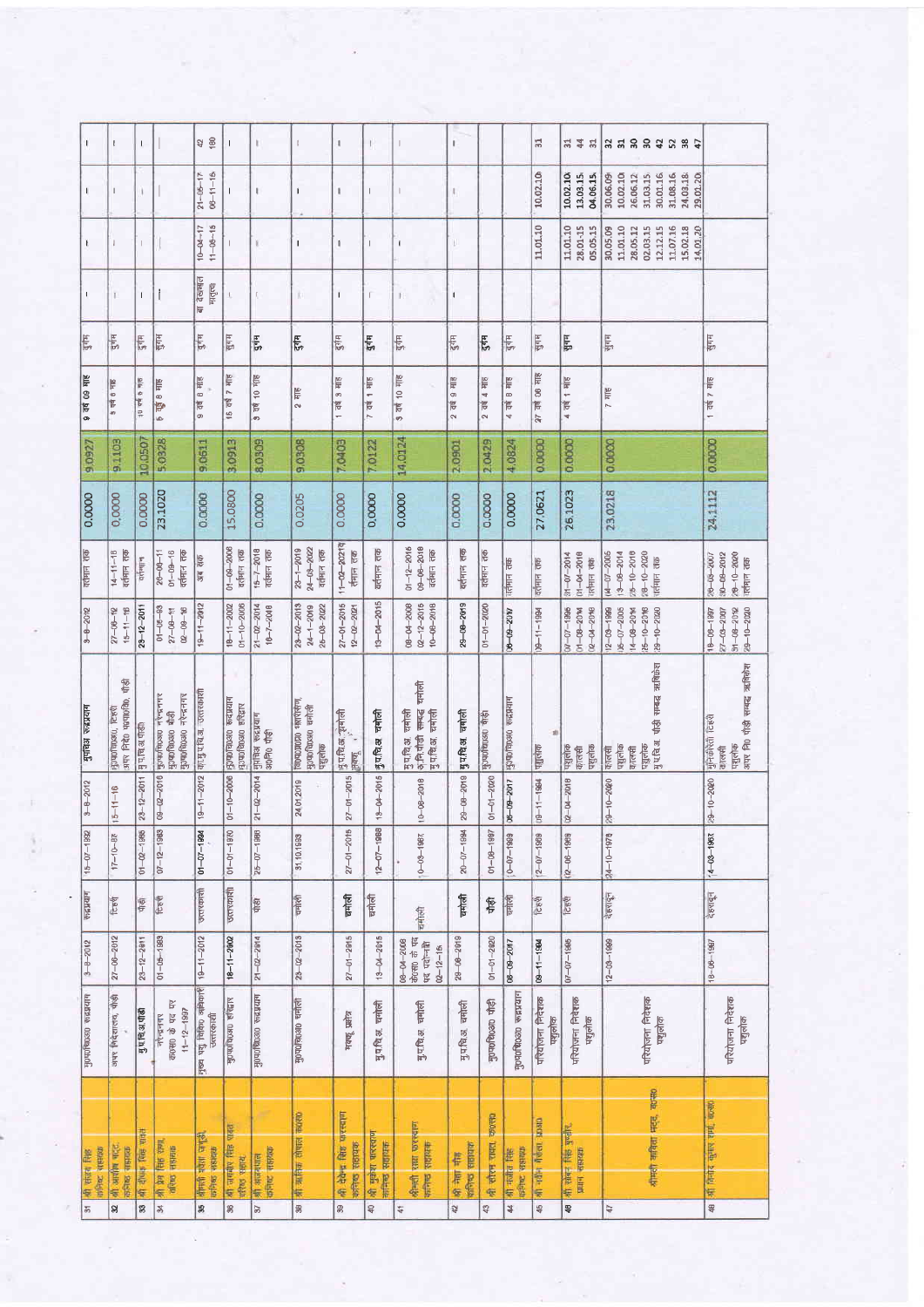| | | | | | | | | | | | | | | | | | |
|---|---|---|---|---|---|---|---|---|---|---|---|---|---|---|---|---|---|
| 31 | श्री रणवीर सिंह कनिष्ठ सहायक | मु0प0चि0अ0 रूद्रप्रयाग | 3-8-2012 | रूद्रप्रयाग | 15-07-1992 | 3-8-2012 | मु0प0चि0अ0 रूद्रप्रयाग | 3-8-2012 | वर्तमान तक | 0.0000 | 9.0927 | 9 वर्ष 09 माह | दुर्गम | – | – | – | – |
| 32 | श्री आलोक भट्ट, वरिष्ठ सहायक | अपर निदेशालय, पौड़ी | 27-06-2012 | टिहरी | 17-10-87 | 15-11-16 | मु0प0चि0अ0, टिहरी / अपर निदे0 पशुपालन पौड़ी | 27-06-12 / 15-11-16 | 14-11-16 / वर्तमान तक | 0.0000 | 9.1103 | 9 वर्ष 6 माह | दुर्गम | – | – | – | – |
| 33 | श्री दीपक सिंह रावत | मु0प0चि0अ0 पौड़ी | 23-12-2011 | पौड़ी | 01-02-1996 | 23-12-2011 | मु0प0चि0अ0 पौड़ी | 23-12-2011 | वर्तमान | 0.0000 | 10.0507 | 10 वर्ष 6 माह | दुर्गम | – | – | – | – |
| 34 | श्री प्रेम सिंह राणा, वरिष्ठ सहायक | नरेन्द्रनगर कार्या0 के पद पर 11-12-1997 | 01-05-1983 | टिहरी | 07-12-1983 | 09-02-2016 | मु0प0चि0अ0 नरेन्द्रनगर / मु0प0चि0अ0 पौड़ी / मु0प0चि0अ0 नरेन्द्रनगर | 01-05-83 / 27-03-11 / 02-09-16 | 26-03-11 / 01-09-16 / वर्तमान तक | 23.1020 | 5.0328 | 5 वर्ष 8 माह | सुगम | | | | |
| 35 | श्रीमती सोना जगूड़ी, कनिष्ठ सहायक | मुख्य पशु चिकित्सा अधिकारी उत्तरकाशी | 19-11-2012 | उत्तरकाशी | 01-07-1984 | 19-11-2012 | का0मु0प0चि0अ0 उत्तरकाशी | 19-11-2012 | अब तक | 0.0000 | 9.0611 | 9 वर्ष 8 माह | दुर्गम | बाल देखभाल अवकाश | 10-04-17 / 11-08-18 | 21-05-17 / 08-11-18 | 42 / 180 |
| 36 | श्री जगमोहन सिंह रावत वरिष्ठ सहायक | मु0प0चि0अ0 हरिद्वार | 18-11-2002 | उत्तरकाशी | 01-01-1970 | 01-10-2006 | मु0प0चि0अ0 रूद्रप्रयाग / मु0प0चि0अ0 हरिद्वार | 18-11-2002 / 01-10-2006 | 01-09-2006 / वर्तमान तक | 15.0800 | 3.0913 | 15 वर्ष 7 माह | सुगम | – | – | – | – |
| 37 | श्री आनन्दपाल कनिष्ठ सहायक | मु0प0चि0अ0 रूद्रप्रयाग | 21-02-2014 | पौड़ी | 25-07-1986 | 21-02-2014 | मु0प0चि0अ0 रूद्रप्रयाग / आ0नि0 पौड़ी | 21-02-2014 / 16-7-2018 | 15-7-2018 / वर्तमान तक | 0.0000 | 8.0309 | 8 वर्ष 10 माह | दुर्गम | – | – | – | – |
| 38 | श्री आशिक नेगी कनि0स0 | मु0प0चि0अ0 चमोली | 23-02-2013 | चमोली | 31.10.1993 | 24.01.2019 | वि0ख0अ0 थराली, मु0प0चि0अ0 चमोली / पशुलोक | 23-02-2013 / 24-1-2019 / 25-03-2022 | 23-1-2019 / 24-03-2022 / वर्तमान तक | 0.0205 | 9.0308 | 2 माह | दुर्गम | – | – | – | – |
| 39 | श्री योगेन्द्र सिंह परस्याल कनिष्ठ सहायक | मत्स्य प्रकोष्ठ | 27-01-2015 | चमोली | 27-01-2015 | 27-01-2015 | मु0प0चि0अ0 चमोली / मत्स्य | 27-01-2015 / 12-02-2021 | 11-02-2021 / वर्तमान तक | 0.0000 | 7.0403 | 1 वर्ष 3 माह | दुर्गम | – | – | – | – |
| 40 | श्री मुकेश परस्याल कनिष्ठ सहायक | मु0प0चि0अ0 चमोली | 13-04-2015 | चमोली | 12-07-1988 | 13-04-2015 | मु0प0चि0अ0 चमोली | 13-04-2015 | वर्तमान तक | 0.0000 | 7.0122 | 7 वर्ष 1 माह | दुर्गम | – | – | – | – |
| 41 | श्रीमती रक्षा परस्याल कनिष्ठ सहायक | मु0प0चि0अ0 चमोली | 08-04-2008 कोटद्वार के पद पर पद चमोली 02-12-16 | चमोली | 10-03-1987 | 10-08-2018 | मु0प0चि0अ0 चमोली / मु0पि0पौड़ी सम्बद्ध चमोली / मु0प0चि0अ0 चमोली | 08-04-2008 / 02-12-2016 / 10-08-2018 | 01-12-2016 / 09-08-2018 / वर्तमान तक | 0.0000 | 14.0124 | 3 वर्ष 10 माह | दुर्गम | – | – | – | – |
| 42 | श्री नेहा सिंह कनिष्ठ सहायक | मु0प0चि0अ0 चमोली | 29-08-2019 | चमोली | 20-07-1994 | 29-08-2019 | मु0प0चि0अ0 चमोली | 29-08-2019 | वर्तमान तक | 0.0000 | 2.0901 | 2 वर्ष 9 माह | दुर्गम | – | – | – | – |
| 43 | श्री सौरभ रावत, क0स0 | मु0प0चि0अ0 पौड़ी | 01-01-2020 | पौड़ी | 01-08-1997 | 01-01-2020 | मु0प0चि0अ0 पौड़ी | 01-01-2020 | वर्तमान तक | 0.0000 | 2.0429 | 2 वर्ष 4 माह | दुर्गम | | | | |
| 44 | श्री राकेश सिंह कनिष्ठ सहायक | मु0प0चि0अ0 रूद्रप्रयाग | 06-09-2017 | चमोली | 10-07-1989 | 06-09-2017 | मु0प0चि0अ0 रूद्रप्रयाग | 06-09-2017 | वर्तमान तक | 0.0000 | 4.0824 | 4 वर्ष 8 माह | दुर्गम | | | | |
| 45 | श्री सतीश गैरोला प्र0स0 | परियोजना निदेशक पशुलोक | 09-11-1994 | टिहरी | 12-07-1969 | 09-11-1994 | पशुलोक | 09-11-1994 | वर्तमान तक | 27.0621 | 0.0000 | 27 वर्ष 06 माह | सुगम | | 11.01.10 | 10.02.10 | 31 |
| 46 | श्री सोबन सिंह पुण्डीर, प्रधान सहायक | परियोजना निदेशक पशुलोक | 07-07-1995 | टिहरी | 02-05-1969 | 02-04-2018 | पशुलोक / कालसी / पशुलोक | 07-07-1995 / 01-08-2014 / 02-04-2018 | 31-07-2014 / 01-04-2018 / वर्तमान तक | 26.1023 | 0.0000 | 4 वर्ष 1 माह | सुगम | | 11.01.10 / 28.01.15 / 05.05.15 | 10.02.10 / 13.03.15 / 04.06.15 | 31 / 44 / 31 |
| 47 | श्रीमती सरिता मद्दा, व0स0 | परियोजना निदेशक पशुलोक | 12-03-1999 | देहरादून | 24-10-1974 | 29-10-2020 | देहरादून / पशुलोक / कालसी / पशुलोक / मु0प0चि0अ0 पौड़ी सम्बद्ध ऋषिकेश | 12-03-1999 / 05-07-2005 / 14-08-2014 / 25-10-2016 / 29-10-2020 | 04-07-2005 / 13-08-2014 / 25-10-2016 / 28-10-2020 / वर्तमान तक | 23.0218 | 0.0000 | 7 माह | सुगम | | 30.05.09 / 11.01.10 / 28.05.12 / 02.03.15 / 12.12.15 / 11.07.16 / 15.02.18 / 14.01.20 | 30.06.09 / 10.02.10 / 26.06.12 / 31.03.15 / 30.01.16 / 31.08.16 / 24.03.18 / 29.01.20 | 32 / 31 / 30 / 30 / 42 / 52 / 38 / 47 |
| 48 | श्री विनोद कुमार शर्मा, क0स0 | परियोजना निदेशक पशुलोक | 18-06-1987 | देहरादून | 14-03-1967 | 29-10-2020 | भूनिकोशी टिहरी / कालसी / पशुलोक / अपर नि0 पौड़ी सम्बद्ध ऋषिकेश | 18-06-1987 / 27-03-2007 / 31-08-2012 / 29-10-2020 | 26-03-2007 / 30-08-2012 / 28-10-2020 / वर्तमान तक | 24.1112 | 0.0000 | 1 वर्ष 7 माह | सुगम | | | | |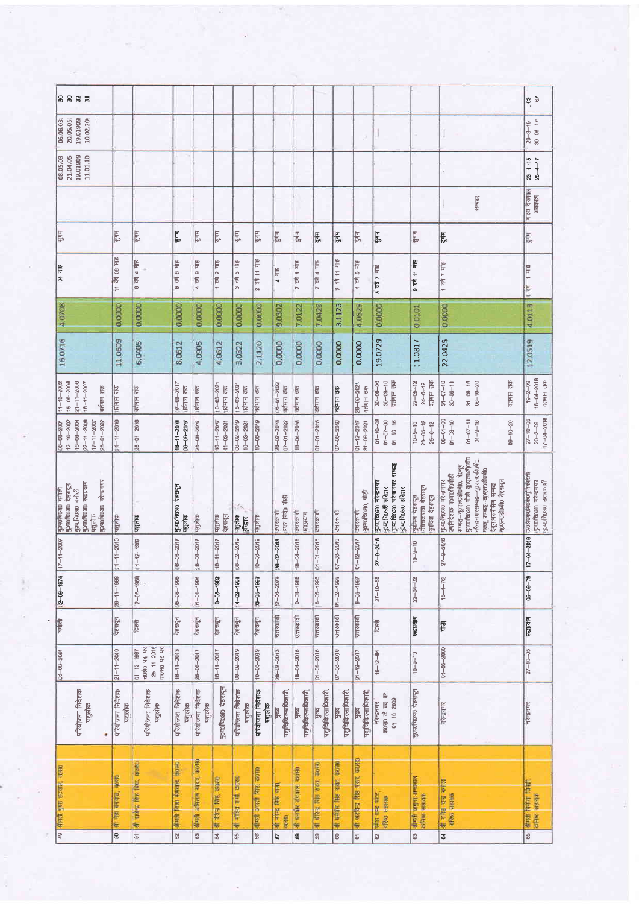| | | | | | | | | | | | | | | | | | |
|---|---|---|---|---|---|---|---|---|---|---|---|---|---|---|---|---|---|
| 49 | श्रीमती पुष्पा हटवाल, कक्षा0 | परियोजना निदेशक पशुलोक | 06-08-2001 | चमोली | 02-08-1974 | 17-11-2007 | पुशुचिकि0 चमोली, पुशुचिकि0 देहरादून, पुशुचिकि0 चमोली, पुशुचिकि0 रूद्रप्रयाग, पशुलोक, पुशुचिकि0 नरेन्द्रनगर | 06-08-2001, 12-10-2002, 16-06-2004, 22-11-2006, 17-11-2007, 26-01-2022 | 11-10-2002, 15-06-2004, 21-11-2006, 16-11-2007, वर्तमान तक | 16.0716 | 4.0708 | 04 माह | सुगम | | 08.05.03, 21.04.05, 19.01909, 11.01.10 | 06.06.03, 20.05.05, 19.01909, 10.02.10 | 30, 30, 32, 31 |
| 50 | श्री नेहा बगवाल, कक्षा0 | परियोजना निदेशक पशुलोक | 21-11-2010 | देहरादून | 29-11-1988 | 21-11-2010 | पशुलोक | 21-11-2010 | वर्तमान तक | 11.0609 | 0.0000 | 11 वर्ष 06 माह | सुगम | | | | |
| 51 | श्री प्रवीन्द्र सिंह बिष्ट, कक्षा0 | परियोजना निदेशक पशुलोक | 01-12-1987 व0स0 पद पर 26-11-2016 कक्षा0 पद पर | टिहरी | 2-05-1968 | 01-12-1987 | पशुलोक | 26-01-2016 | वर्तमान तक | 6.0405 | 0.0000 | 6 वर्ष 4 माह | सुगम | | | | |
| 52 | श्रीमती रेखा नेगवाल, कक्षा0 | परियोजना निदेशक पशुलोक | 19-11-2013 | देहरादून | 05-08-1986 | 08-08-2017 | पुशुचिकि0 देहरादून, पशुलोक | 19-11-2013, 08-08-2017 | 07-08-2017, वर्तमान तक | 8.0612 | 0.0000 | 8 वर्ष 6 माह | सुगम | | | | |
| 53 | श्रीमती रश्मिता यादव, कक्षा0 | परियोजना निदेशक पशुलोक | 25-08-2017 | देहरादून | 01-01-1994 | 25-08-2017 | पशुलोक | 25-08-2017 | वर्तमान तक | 4.0905 | 0.0000 | 4 वर्ष 9 माह | सुगम | | | | |
| 54 | श्री देवेन्द्र सिंह, कक्षा0 | मु0प0चि0अ0 देहरादून | 18-11-2017 | देहरादून | 10-05-1982 | 18-11-2017 | पशुलोक, देहरादून | 18-11-2017, 11-03-2021 | 10-03-2021, वर्तमान तक | 4.0612 | 0.0000 | 1 वर्ष 2 माह | सुगम | | | | |
| 55 | श्री रोहित शर्मा कक्षा0 | परियोजना निदेशक पशुलोक | 08-02-2019 | देहरादून | 4-02-1991 | 08-02-2019 | पशुलोक, हरिद्वार | 08-02-2019, 16-03-2021 | 15-03-2021, वर्तमान तक | 3.0322 | 0.0000 | 3 वर्ष 3 माह | सुगम | | | | |
| 56 | श्रीमती आरती सिंह, कक्षा0 | परियोजना निदेशक पशुलोक | 10-09-2019 | देहरादून | 13-05-1991 | 10-09-2019 | पशुलोक | 10-09-2019 | वर्तमान तक | 2.1120 | 0.0000 | 2 वर्ष 11 माह | सुगम | | | | |
| 57 | श्री नरेन्द्र सिंह राणा, कक्षा0 | मुख्य पशुचिकित्साधिकारी, | 29-02-2013 | उत्तरकाशी | 22-06-1979 | 29-02-2013 | उत्तरकाशी, उप निदेशक पौड़ी | 29-02-2013, 07-01-2022 | 06-01-2022, वर्तमान तक | 0.0000 | 9.0302 | 4 माह | दुर्गम | | | | |
| 58 | श्री मनवीर कंवाल, कक्षा0 | मुख्य पशुचिकित्साधिकारी, | 18-04-2015 | उत्तरकाशी | 10-09-1983 | 18-04-2015 | उत्तरकाशी कार्यालय | 18-04-2015 | वर्तमान तक | 0.0000 | 7.0122 | 7 वर्ष 1 माह | दुर्गम | | | | |
| 59 | श्री धीरेन्द्र सिंह राणा, कक्षा0 | मुख्य पशुचिकित्साधिकारी, | 01-01-2015 | उत्तरकाशी | 5-08-1983 | 01-01-2015 | उत्तरकाशी | 01-01-2015 | वर्तमान तक | 0.0000 | 7.0429 | 7 वर्ष 4 माह | दुर्गम | | | | |
| 60 | श्री मनवीर सिंह रावत, कक्षा0 | मुख्य पशुचिकित्साधिकारी, | 07-06-2018 | उत्तरकाशी | 01-02-1984 | 07-06-2018 | उत्तरकाशी | 07-06-2018 | वर्तमान तक | 0.0000 | 3.1123 | 3 वर्ष 11 माह | दुर्गम | | | | |
| 61 | श्री अरविन्द सिंह पंवार, कक्षा0 | मुख्य पशुचिकित्साधिकारी, | 01-12-2017 | उत्तरकाशी | 8-05-1987 | 01-12-2017 | उत्तरकाशी, मु0प0चि0अ0, पौड़ी | 01-12-2017, 31-08-2021 | 28-08-2021, वर्तमान तक | 0.0000 | 4.0529 | 4 वर्ष 5 माह | दुर्गम | | | | |
| 62 | प्रेम चन्द भट्ट, वरिष्ठ सहायक | नरेन्द्रनगर क0स0 के पद पर 01-10-2002 | 19-12-84 | टिहरी | 27-10-65 | 27-9-2018 | मु0प0चि0अ0 नरेन्द्रनगर, मु0प0चि0 हरिद्वार, मु0प0चि0अ0 नरेन्द्रनगर सम्बद्ध मु0प0चि0अ0 हरिद्वार | 01-10-02, 01-07-08, 01-10-16 | 30-06-08, 30-09-16, वर्तमान तक | 19.0729 | 0.0000 | 5 वर्ष 7 माह | सुगम | | — | — | — |
| 63 | श्रीमती अंजुला अग्रवाल कनिष्ठ सहायक | मु0प0चि0अ0 देहरादून | 10-9-10 | रूद्रप्रयाग | 22-04-82 | 10-9-10 | पुशुचिकि0 देहरादून, पशुचिकित्सालय देहरादून, पुशुचिकि0 देहरादून | 10-9-10, 23-06-12, 25-6-12 | 22-06-12, 24-6-12, वर्तमान तक | 11.0817 | 0.0101 | 9 वर्ष 11 माह | सुगम | | | | |
| 64 | श्री रमेश चन्द बलोनी वरिष्ठ सहायक | नरेन्द्रनगर | 01-05-2000 | पौड़ी | 15-4-76 | 27-9-2016 | मु0प0चि0अ0 नरेन्द्रनगर, उपनिदेशक पशुपालन पौड़ी सम्बद्ध कृत्रिम गर्भाधान, देहरादून, मु0प0चि0अ0 पौड़ी कृ0ग0क0, नरेन्द्रनगर सम्बद्ध कृ0ग0क0, मसूरी, सम्बद्ध कृ0ग0क0, देहरादून, भारतीयसेना सम्बद्ध कृ0ग0क0 देहरादून | 05-01-00, 01-08-10, 01-07-11, 01-9-16, 09-10-20 | 31-07-10, 30-06-11, 31-08-16, 08-10-20, वर्तमान तक | 22.0425 | 0.0000 | 1 वर्ष 7 माह | दुर्गम | सम्बद्ध | — | — | — |
| 65 | श्रीमती निर्मला तिवारी कनिष्ठ सहायक | नरेन्द्रनगर | 27-10-05 | रूद्रप्रयाग | 05-09-79 | 17-04-2018 | उ0प0चि0अ0कार्यालय/मुख्यालय, मु0प0चि0अ0 नरेन्द्रनगर, मु0प0चि0अ0 उत्तरकाशी | 27-10-05, 20-2-09, 17-04-2018 | 19-2-09, 16-04-2018, वर्तमान तक | 12.0519 | 4.0113 | 4 वर्ष 1 माह | दुर्गम | बाल्य देखभाल अवकाश | 23-1-15, 25-4-17 | 26-3-15, 30-08-17 | 63, 67 |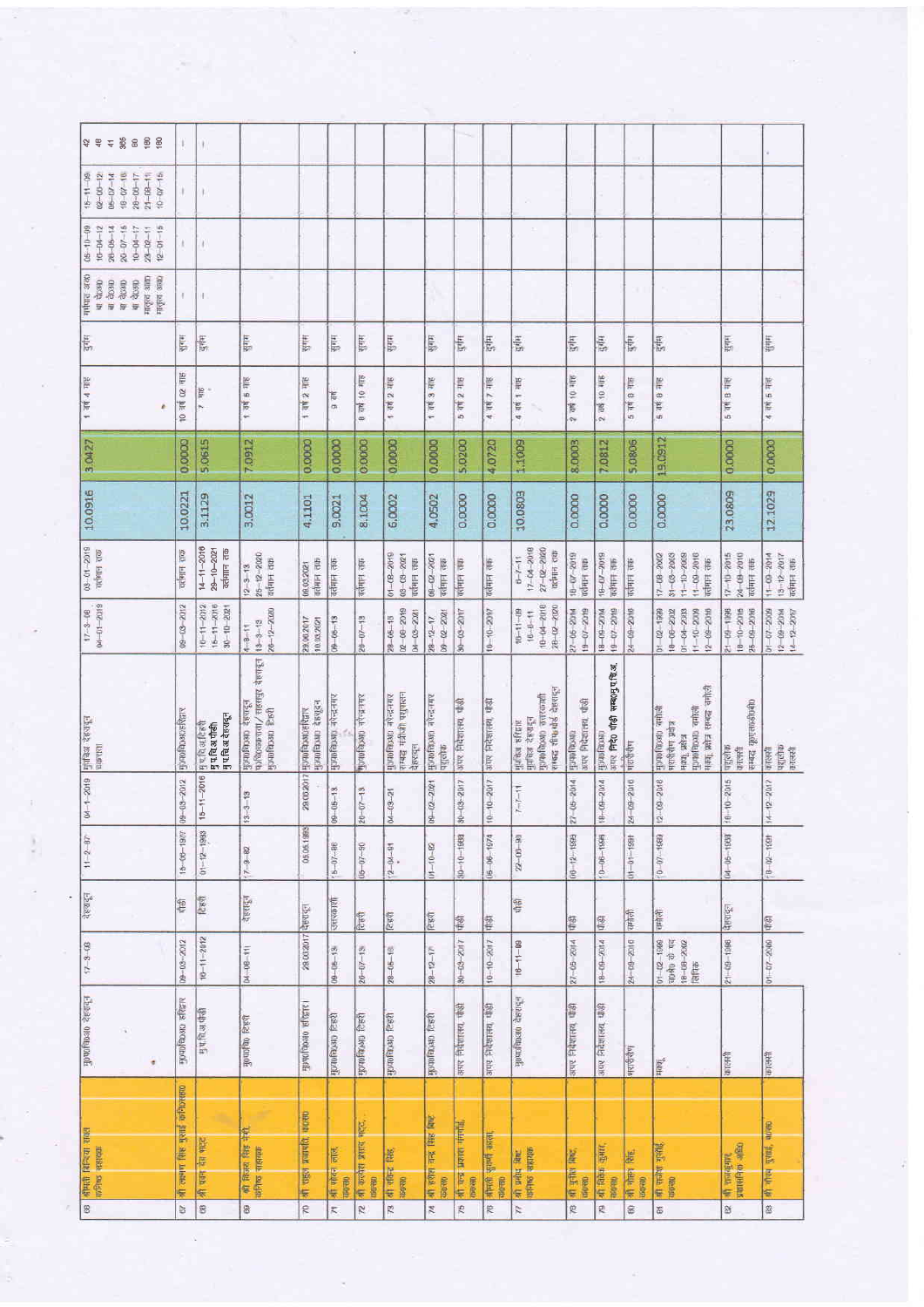| | | | | | | | | | | | | | | | | | |
|---|---|---|---|---|---|---|---|---|---|---|---|---|---|---|---|---|---|
| 66 | श्रीमती विनिता रावत, वरिष्ठ सहायक | मु0शि0अ0 देहरादून | 17-9-93 | देहरादून | 11-2-87 | 04-1-2019 | मु0शि0 देहरादून एकरारा | 17-3-96<br>04-01-2019 | 03-01-2019<br>वर्तमान तक | 10.0916 | 3.0427 | 1 वर्ष 4 माह | दुर्गम | मेडिकल अव0<br>बा0 दे0अ0<br>बा0 दे0अ0<br>बा0 दे0अ0<br>मातृत्व अव0<br>मातृत्व अव0 | 05-10-09<br>10-04-12<br>26-05-14<br>20-07-15<br>10-04-17<br>23-02-11<br>12-01-15 | 15-11-09<br>02-00-12<br>05-07-14<br>18-07-16<br>28-09-17<br>21-08-11<br>10-07-15 | 42<br>48<br>41<br>365<br>80<br>180<br>180 |
| 67 | श्री लक्ष्मण सिंह भुल्लर कनिष्ठ सहायक | मु0शि0अ0 हरिद्वार | 09-03-2012 | पौड़ी | 15-06-1987 | 09-03-2012 | मु0शि0अ0 हरिद्वार | 09-03-2012 | वर्तमान तक | 10.0221 | 0.0000 | 10 वर्ष 02 माह | सुगम | - | - | - | - |
| 68 | श्री पवन देव भट्ट | मु0प0वि0अ0 पौड़ी | 10-11-2012 | टिहरी | 01-12-1983 | 15-11-2016 | मु0प0वि0अ0 टिहरी<br>मु0प0वि0अ0 पौड़ी<br>मु0प0वि0अ0 देहरादून | 10-11-2012<br>15-11-2016<br>30-10-2021 | 14-11-2016<br>29-10-2021<br>वर्तमान तक | 3.1129 | 5.0615 | 7 माह | दुर्गम | - | - | - | - |
| 69 | श्री विजय सिंह नेगी, कनिष्ठ सहायक | मु0शि0अ0 टिहरी | 04-08-11 | देहरादून | 17-9-82 | 13-3-13 | मु0शि0अ0 देहरादून<br>प0शि0क्षेत्र/सहसपुर देहरादून<br>मु0शि0अ0 टिहरी | 4-8-11<br>13-3-13<br>26-12-2020 | 12-3-13<br>25-12-2020<br>वर्तमान तक | 3.0012 | 7.0912 | 1 वर्ष 6 माह | सुगम | | | | |
| 70 | श्री राहुल प्रजापति, पत्रवाहक | मु0शि0अ0 हरिद्वार | 29.03.2017 | देहरादून | 05.06.1993 | 29.03.2017 | मु0शि0अ0 हरिद्वार<br>मु0शि0अ0 देहरादून | 29.03.2017<br>10.03.2021 | 06.03.2021<br>वर्तमान तक | 4.1101 | 0.0000 | 1 वर्ष 2 माह | सुगम | | | | |
| 71 | श्री सोहन लाल, पत्रवाहक | मु0शि0अ0 टिहरी | 09-05-13 | उत्तरकाशी | 15-07-86 | 09-05-13 | मु0शि0अ0 नरेन्द्रनगर | 09-05-13 | वर्तमान तक | 9.0021 | 0.0000 | 9 वर्ष | सुगम | | | | |
| 72 | श्री कमलेश प्रसाद भट्ट, पत्रवाहक | मु0शि0अ0 टिहरी | 20-07-13 | टिहरी | 05-07-90 | 20-07-13 | मु0शि0अ0 नरेन्द्रनगर | 20-07-13 | वर्तमान तक | 8.1004 | 0.0000 | 8 वर्ष 10 माह | सुगम | | | | |
| 73 | श्री रविन्द्र सिंह, पत्रवाहक | मु0शि0अ0 टिहरी | 28-06-18 | टिहरी | 12-04-91 | 04-03-21 | मु0शि0अ0 नरेन्द्रनगर<br>समग्र शिक्षा मुख्यालय देहरादून | 28-06-18<br>02-09-2019<br>04-03-2021 | 01-09-2019<br>03-03-2021<br>वर्तमान तक | 6.0002 | 0.0000 | 1 वर्ष 2 माह | सुगम | | | | |
| 74 | श्री हरीश चन्द्र सिंह बिष्ट, पत्रवाहक | मु0शि0अ0 टिहरी | 28-12-17 | टिहरी | 01-10-92 | 09-02-2021 | मु0शि0अ0 नरेन्द्रनगर<br>पाठ्यपुस्तक | 28-12-17<br>09-02-2021 | 08-02-2021<br>वर्तमान तक | 4.0502 | 0.0000 | 1 वर्ष 3 माह | सुगम | | | | |
| 75 | श्री चन्द्र प्रकाश मंमगाईं, पत्रवाहक | अपर निदेशालय पौड़ी | 30-03-2017 | पौड़ी | 30-10-1988 | 30-03-2017 | अपर निदेशालय पौड़ी | 30-03-2017 | वर्तमान तक | 0.0000 | 5.0200 | 5 वर्ष 2 माह | दुर्गम | | | | |
| 76 | श्रीमती सुरमी कठैत, पत्रवाहक | अपर निदेशालय पौड़ी | 10-10-2017 | पौड़ी | 05-06-1974 | 10-10-2017 | अपर निदेशालय पौड़ी | 10-10-2017 | वर्तमान तक | 0.0000 | 4.0720 | 4 वर्ष 7 माह | दुर्गम | | | | |
| 77 | श्री प्रमोद बिष्ट, कनिष्ठ सहायक | मु0शि0अ0 देहरादून | 16-11-09 | पौड़ी | 22-09-89 | 7-7-11 | मु0शि0अ0 पौड़ी<br>मु0शि0अ0 देहरादून<br>मु0शि0अ0 उत्तरकाशी<br>समग्र शिक्षा देहरादून | 16-11-09<br>16-8-11<br>18-04-2018<br>28-02-2020 | 6-7-11<br>17-04-2018<br>27-02-2020<br>वर्तमान तक | 10.0803 | 1.1009 | 4 वर्ष 1 माह | दुर्गम | | | | |
| 78 | श्री दुर्गेश सिंह, पत्रवाहक | अपर निदेशालय पौड़ी | 27-05-2014 | पौड़ी | 10-12-1995 | 27-05-2014 | मु0शि0अ0<br>अपर निदेशालय पौड़ी | 27-05-2014<br>19-07-2019 | 18-07-2019<br>वर्तमान तक | 0.0000 | 8.0003 | 2 वर्ष 10 माह | दुर्गम | | | | |
| 79 | श्री विनोद कुमार, पत्रवाहक | अपर निदेशालय पौड़ी | 18-09-2014 | पौड़ी | 10-06-1996 | 18-09-2014 | मु0शि0अ0<br>अपर निदेशक पौड़ी सम्बद्ध पौड़ी | 18-09-2014<br>19-07-2019 | 18-07-2019<br>वर्तमान तक | 0.0000 | 7.0812 | 2 वर्ष 10 माह | दुर्गम | | | | |
| 80 | श्री मोहन सिंह, पत्रवाहक | भराडीसैण | 24-09-2016 | चमोली | 01-01-1991 | 24-09-2016 | भराडीसैण | 24-09-2016 | वर्तमान तक | 0.0000 | 5.0806 | 5 वर्ष 8 माह | दुर्गम | | | | |
| 81 | श्री राजेश पुण्डीर, पत्रवाहक | मसद्ध | 01-02-1996<br>पत्रवाहक के पद<br>18-09-2002<br>लिपिक | चमोली | 10-07-1969 | 12-09-2016 | मु0शि0अ0 चमोली<br>भराडीसैण ब्लाक<br>मसद्ध ब्लॉक<br>मु0शि0अ0 चमोली<br>मसद्ध ब्लाक सम्बद्ध चमोली | 01-02-1996<br>18-09-2002<br>01-04-2003<br>11-10-2009<br>12-09-2016 | 17-09-2002<br>31-03-2003<br>11-10-2009<br>11-09-2016<br>वर्तमान तक | 0.0000 | 19.0912 | 5 वर्ष 8 माह | दुर्गम | | | | |
| 82 | श्री राजकुमार, प्रशासनिक अधिकारी | कालसी | 21-09-1996 | देहरादून | 04-05-1969 | 16-10-2015 | पाठ्यपुस्तक कालसी<br>सम्बद्ध कुलसलकोटी | 21-09-1996<br>18-10-2015<br>25-09-2016 | 17-10-2015<br>24-09-2016<br>वर्तमान तक | 23.0809 | 0.0000 | 5 वर्ष 8 माह | सुगम | | | | |
| 83 | श्री दीपक गुसाईं, पत्रवाहक | कालसी | 01-07-2006 | पौड़ी | 13-02-1981 | 14-12-2017 | कालसी<br>पाठ्यपुस्तक कालसी | 01-07-2009<br>12-09-2014<br>14-12-2017 | 11-09-2014<br>13-12-2017<br>वर्तमान तक | 12.1029 | 0.0000 | 4 वर्ष 5 माह | सुगम | | | | |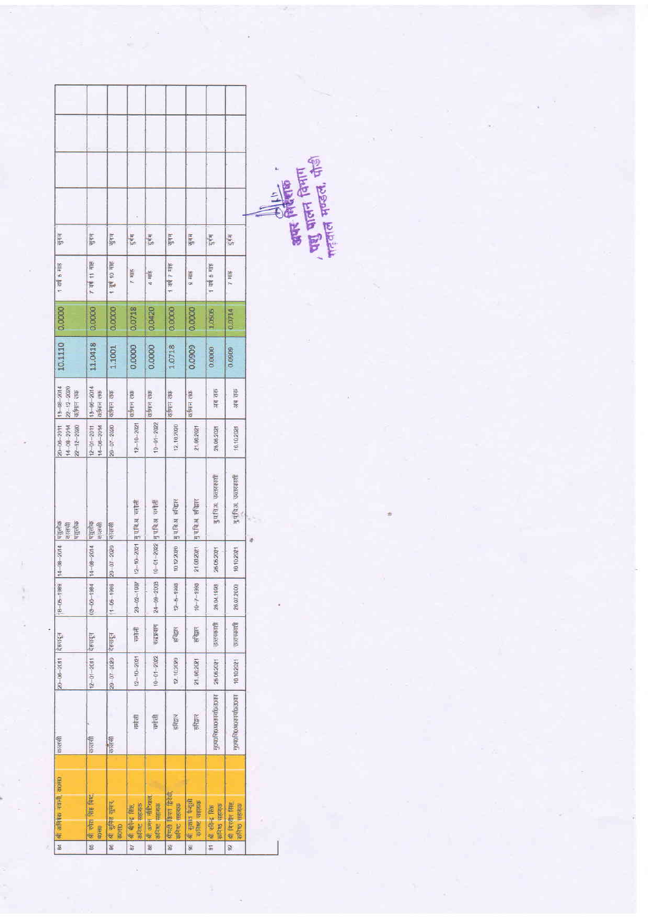| | | | | | | | | | | | | | | | | | | |
|---|---|---|---|---|---|---|---|---|---|---|---|---|---|---|---|---|---|---|
| 84 | श्री अभिषेक नयानी, कार्य0 | कालसी | | 20-06-2011 | देहरादून | 18-05-1989 | 14-08-2014 | पशुलोक कालसी पशुलोक | | 20-06-2011 14-08-2014 22-12-2020 | 13-08-2014 22-12-2020 वर्तमान तक | 10.1110 | 0.0000 | 1 वर्ष 5 माह | सुगम | | | |
| 85 | श्री रोशन सिंह बिष्ट, चालक | कालसी | | 12-01-2011 | देहरादून | 03-03-1984 | 14-08-2014 | पशुलोक कालसी | | 12-01-2011 14-08-2014 | 13-08-2014 वर्तमान तक | 11.0418 | 0.0000 | 7 वर्ष 11 माह | सुगम | | | |
| 86 | श्री सुमित कुमार, कार्य0 | कालसी | | 29-07-2020 | देहरादून | 11-05-1996 | 29-07-2020 | कालसी | | 29-07-2020 | वर्तमान तक | 1.1001 | 0.0000 | 1 वर्ष 10 माह | सुगम | | | |
| 87 | श्री बीरेन्द्र सिंह, कनिष्ठ सहायक | | चमोली | 12-10-2021 | चमोली | 20-02-1997 | 12-10-2021 | मु.प.चि.अ. | चमोली | 12-10-2021 | वर्तमान तक | 0.0000 | 0.0718 | 7 माह | दुर्गम | | | |
| 88 | श्री अमन नौटियाल, कनिष्ठ सहायक | | चमोली | 10-01-2022 | रुद्रप्रयाग | 24-09-2003 | 10-01-2022 | मु.प.चि.अ. | चमोली | 10-01-2022 | वर्तमान तक | 0.0000 | 0.0420 | 4 माह | दुर्गम | | | |
| 89 | श्रीमती किरन द्विवेदी, कनिष्ठ सहायक | | हरिद्वार | 12.10.2020 | हरिद्वार | 12-5-1993 | 10.12.2020 | मु.प.चि.अ. | हरिद्वार | 12.10.2020 | वर्तमान तक | 1.0718 | 0.0000 | 1 वर्ष 7 माह | सुगम | | | |
| 90 | श्री सुधांशु पैन्यूली, कनिष्ठ सहायक | | हरिद्वार | 21.06.2021 | हरिद्वार | 10-7-1993 | 21.06.2021 | मु.प.चि.अ. | हरिद्वार | 21.06.2021 | वर्तमान तक | 0.0909 | 0.0000 | 9 माह | सुगम | | | |
| 91 | श्री रविन्द्र सिंह, कनिष्ठ सहायक | | मु0प0चि0अ0का0उत्तरकाशी | 26.05.2021 | उत्तरकाशी | 26.04.1998 | 26.05.2021 | मु.प.चि.अ. | उत्तरकाशी | 26.05.2021 | अब तक | 0.0000 | 1.0505 | 1 वर्ष 5 माह | दुर्गम | | | |
| 92 | श्री विनोद सिंह, कनिष्ठ सहायक | | मु0प0चि0अ0का0उत्तरकाशी | 10.10.2021 | उत्तरकाशी | 26.07.2000 | 10.10.2021 | मु.प.चि.अ. | उत्तरकाशी | 10.10.2021 | अब तक | 0.0909 | 0.0714 | 7 माह | दुर्गम | | | |

अपर निदेशक,
पशु पालन विभाग,
गढ़वाल मण्डल, पौड़ी